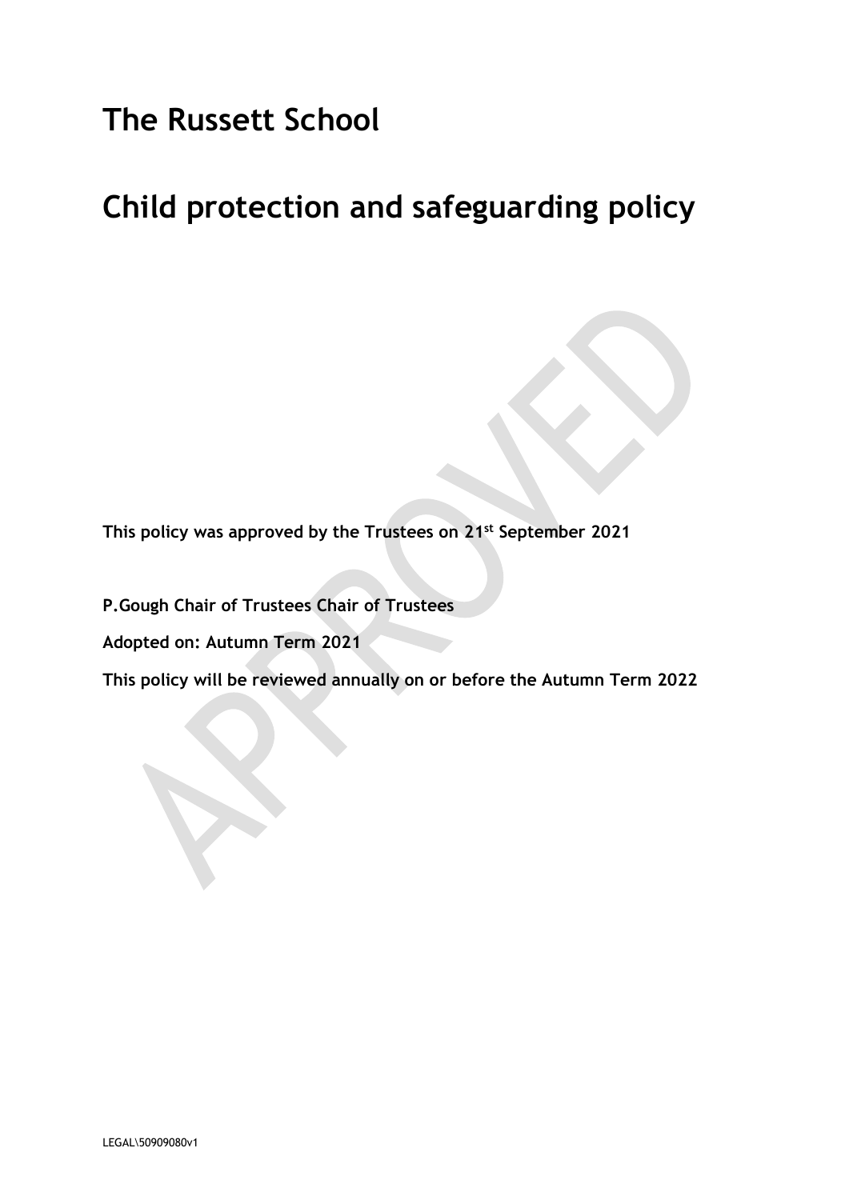# The Russett School

# Child protection and safeguarding policy

**This policy was approved by the Trustees on 21st September 2021**

**P.Gough Chair of Trustees Chair of Trustees**

**Adopted on: Autumn Term 2021**

**This policy will be reviewed annually on or before the Autumn Term 2022**

LEGAL\50909080v1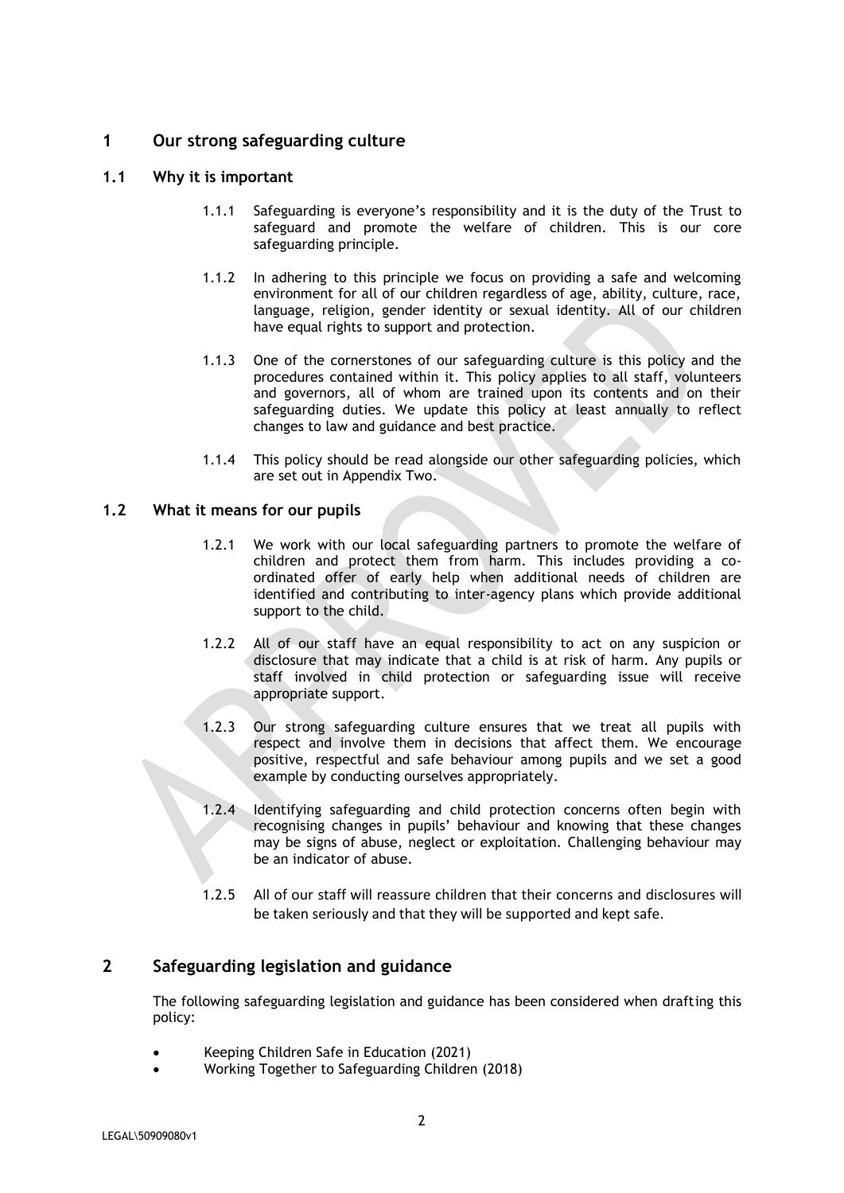# 1 Our strong safeguarding culture

## 1.1 Why it is important

1.1.1 Safeguarding is everyone's responsibility and it is the duty of the Trust to safeguard and promote the welfare of children. This is our core safeguarding principle.

1.1.2 In adhering to this principle we focus on providing a safe and welcoming environment for all of our children regardless of age, ability, culture, race, language, religion, gender identity or sexual identity. All of our children have equal rights to support and protection.

1.1.3 One of the cornerstones of our safeguarding culture is this policy and the procedures contained within it. This policy applies to all staff, volunteers and governors, all of whom are trained upon its contents and on their safeguarding duties. We update this policy at least annually to reflect changes to law and guidance and best practice.

1.1.4 This policy should be read alongside our other safeguarding policies, which are set out in Appendix Two.

## 1.2 What it means for our pupils

1.2.1 We work with our local safeguarding partners to promote the welfare of children and protect them from harm. This includes providing a co-ordinated offer of early help when additional needs of children are identified and contributing to inter-agency plans which provide additional support to the child.

1.2.2 All of our staff have an equal responsibility to act on any suspicion or disclosure that may indicate that a child is at risk of harm. Any pupils or staff involved in child protection or safeguarding issue will receive appropriate support.

1.2.3 Our strong safeguarding culture ensures that we treat all pupils with respect and involve them in decisions that affect them. We encourage positive, respectful and safe behaviour among pupils and we set a good example by conducting ourselves appropriately.

1.2.4 Identifying safeguarding and child protection concerns often begin with recognising changes in pupils' behaviour and knowing that these changes may be signs of abuse, neglect or exploitation. Challenging behaviour may be an indicator of abuse.

1.2.5 All of our staff will reassure children that their concerns and disclosures will be taken seriously and that they will be supported and kept safe.

# 2 Safeguarding legislation and guidance

The following safeguarding legislation and guidance has been considered when drafting this policy:

- Keeping Children Safe in Education (2021)
- Working Together to Safeguarding Children (2018)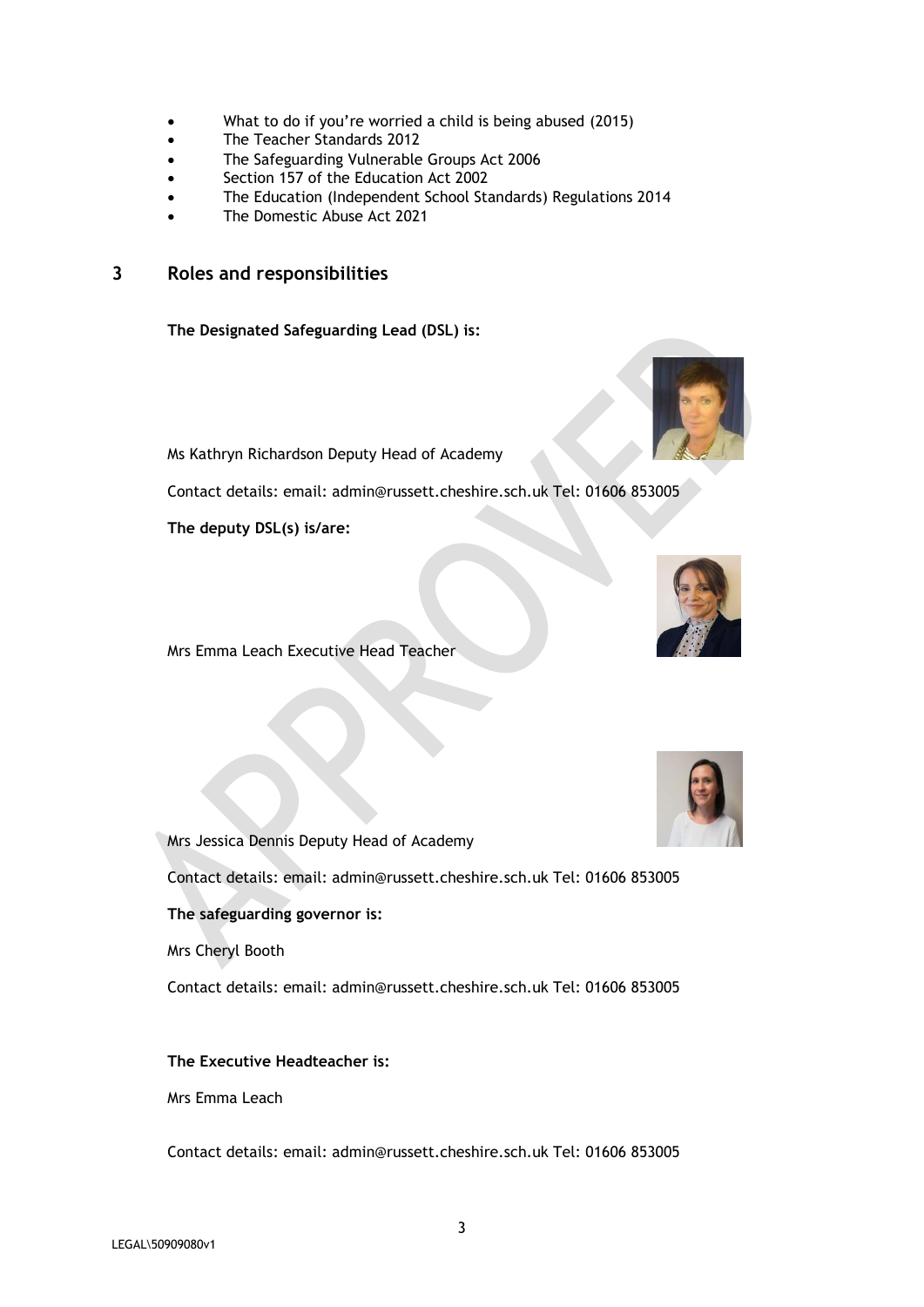- What to do if you're worried a child is being abused (2015)
- The Teacher Standards 2012
- The Safeguarding Vulnerable Groups Act 2006
- Section 157 of the Education Act 2002
- The Education (Independent School Standards) Regulations 2014
- The Domestic Abuse Act 2021

## 3 Roles and responsibilities

**The Designated Safeguarding Lead (DSL) is:**

Ms Kathryn Richardson Deputy Head of Academy

Contact details: email: admin@russett.cheshire.sch.uk Tel: 01606 853005

**The deputy DSL(s) is/are:**

Mrs Emma Leach Executive Head Teacher

Mrs Jessica Dennis Deputy Head of Academy

Contact details: email: admin@russett.cheshire.sch.uk Tel: 01606 853005

**The safeguarding governor is:**

Mrs Cheryl Booth

Contact details: email: admin@russett.cheshire.sch.uk Tel: 01606 853005

**The Executive Headteacher is:**

Mrs Emma Leach

Contact details: email: admin@russett.cheshire.sch.uk Tel: 01606 853005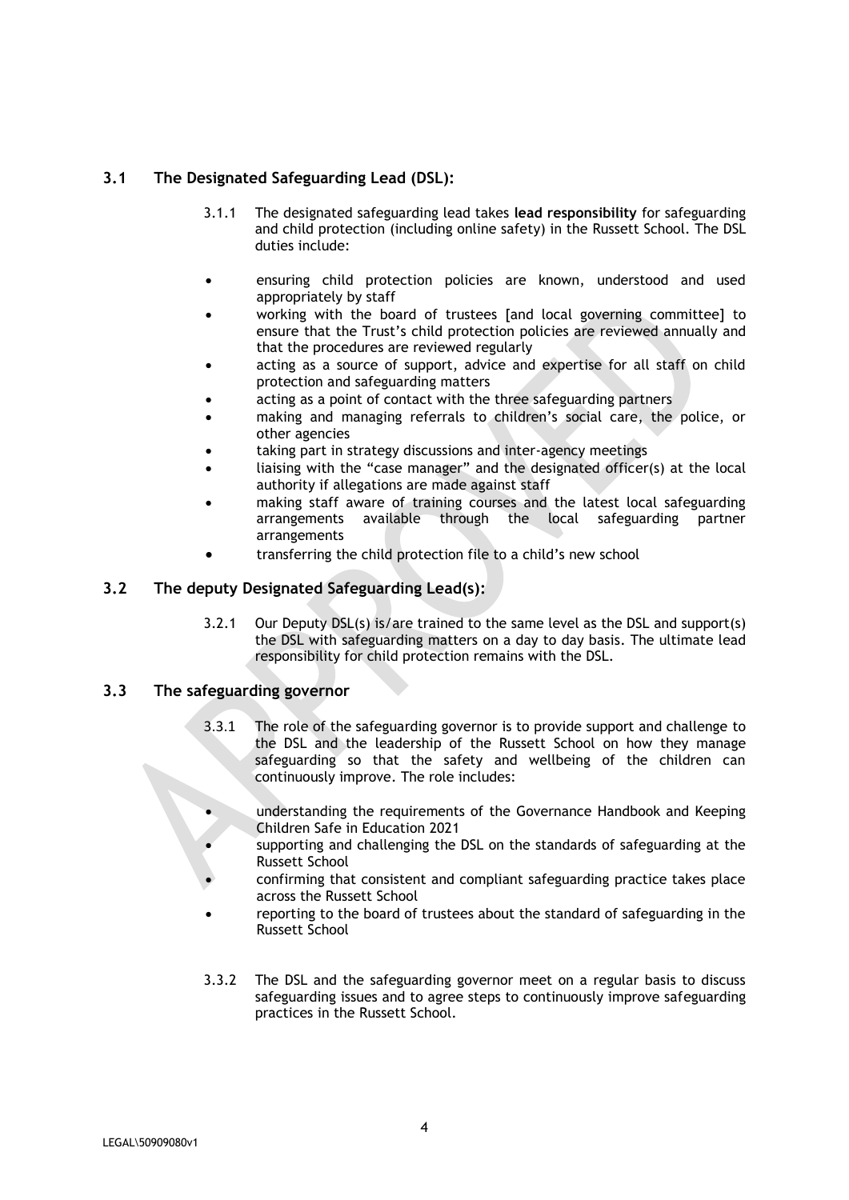## 3.1 The Designated Safeguarding Lead (DSL):

3.1.1 The designated safeguarding lead takes **lead responsibility** for safeguarding and child protection (including online safety) in the Russett School. The DSL duties include:

- ensuring child protection policies are known, understood and used appropriately by staff
- working with the board of trustees [and local governing committee] to ensure that the Trust's child protection policies are reviewed annually and that the procedures are reviewed regularly
- acting as a source of support, advice and expertise for all staff on child protection and safeguarding matters
- acting as a point of contact with the three safeguarding partners
- making and managing referrals to children's social care, the police, or other agencies
- taking part in strategy discussions and inter-agency meetings
- liaising with the "case manager" and the designated officer(s) at the local authority if allegations are made against staff
- making staff aware of training courses and the latest local safeguarding arrangements available through the local safeguarding partner arrangements
- transferring the child protection file to a child's new school

## 3.2 The deputy Designated Safeguarding Lead(s):

3.2.1 Our Deputy DSL(s) is/are trained to the same level as the DSL and support(s) the DSL with safeguarding matters on a day to day basis. The ultimate lead responsibility for child protection remains with the DSL.

## 3.3 The safeguarding governor

3.3.1 The role of the safeguarding governor is to provide support and challenge to the DSL and the leadership of the Russett School on how they manage safeguarding so that the safety and wellbeing of the children can continuously improve. The role includes:

- understanding the requirements of the Governance Handbook and Keeping Children Safe in Education 2021
- supporting and challenging the DSL on the standards of safeguarding at the Russett School
- confirming that consistent and compliant safeguarding practice takes place across the Russett School
- reporting to the board of trustees about the standard of safeguarding in the Russett School

3.3.2 The DSL and the safeguarding governor meet on a regular basis to discuss safeguarding issues and to agree steps to continuously improve safeguarding practices in the Russett School.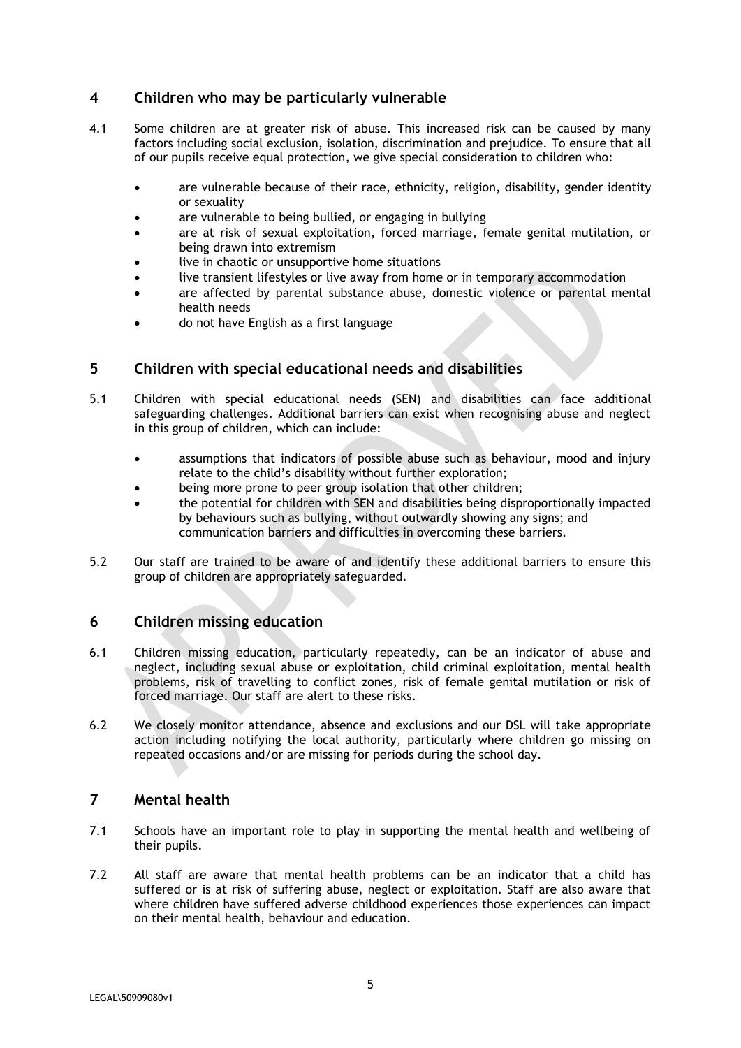## 4 Children who may be particularly vulnerable

4.1 Some children are at greater risk of abuse. This increased risk can be caused by many factors including social exclusion, isolation, discrimination and prejudice. To ensure that all of our pupils receive equal protection, we give special consideration to children who:

- are vulnerable because of their race, ethnicity, religion, disability, gender identity or sexuality
- are vulnerable to being bullied, or engaging in bullying
- are at risk of sexual exploitation, forced marriage, female genital mutilation, or being drawn into extremism
- live in chaotic or unsupportive home situations
- live transient lifestyles or live away from home or in temporary accommodation
- are affected by parental substance abuse, domestic violence or parental mental health needs
- do not have English as a first language

## 5 Children with special educational needs and disabilities

5.1 Children with special educational needs (SEN) and disabilities can face additional safeguarding challenges. Additional barriers can exist when recognising abuse and neglect in this group of children, which can include:

- assumptions that indicators of possible abuse such as behaviour, mood and injury relate to the child's disability without further exploration;
- being more prone to peer group isolation that other children;
- the potential for children with SEN and disabilities being disproportionally impacted by behaviours such as bullying, without outwardly showing any signs; and communication barriers and difficulties in overcoming these barriers.

5.2 Our staff are trained to be aware of and identify these additional barriers to ensure this group of children are appropriately safeguarded.

## 6 Children missing education

6.1 Children missing education, particularly repeatedly, can be an indicator of abuse and neglect, including sexual abuse or exploitation, child criminal exploitation, mental health problems, risk of travelling to conflict zones, risk of female genital mutilation or risk of forced marriage. Our staff are alert to these risks.

6.2 We closely monitor attendance, absence and exclusions and our DSL will take appropriate action including notifying the local authority, particularly where children go missing on repeated occasions and/or are missing for periods during the school day.

## 7 Mental health

7.1 Schools have an important role to play in supporting the mental health and wellbeing of their pupils.

7.2 All staff are aware that mental health problems can be an indicator that a child has suffered or is at risk of suffering abuse, neglect or exploitation. Staff are also aware that where children have suffered adverse childhood experiences those experiences can impact on their mental health, behaviour and education.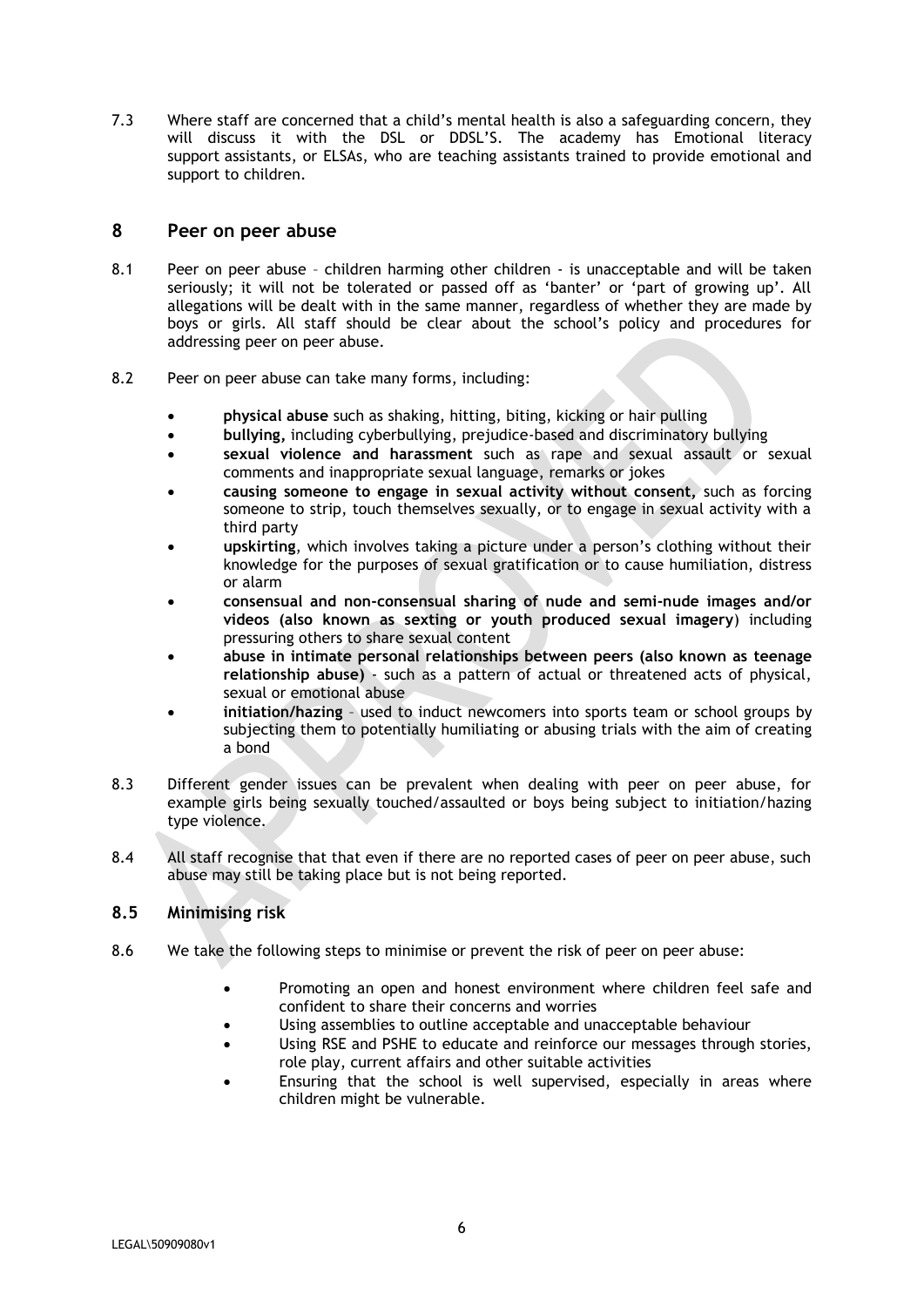7.3 Where staff are concerned that a child's mental health is also a safeguarding concern, they will discuss it with the DSL or DDSL'S. The academy has Emotional literacy support assistants, or ELSAs, who are teaching assistants trained to provide emotional and support to children.

## 8 Peer on peer abuse

8.1 Peer on peer abuse – children harming other children - is unacceptable and will be taken seriously; it will not be tolerated or passed off as 'banter' or 'part of growing up'. All allegations will be dealt with in the same manner, regardless of whether they are made by boys or girls. All staff should be clear about the school's policy and procedures for addressing peer on peer abuse.

8.2 Peer on peer abuse can take many forms, including:

- **physical abuse** such as shaking, hitting, biting, kicking or hair pulling
- **bullying,** including cyberbullying, prejudice-based and discriminatory bullying
- **sexual violence and harassment** such as rape and sexual assault or sexual comments and inappropriate sexual language, remarks or jokes
- **causing someone to engage in sexual activity without consent,** such as forcing someone to strip, touch themselves sexually, or to engage in sexual activity with a third party
- **upskirting**, which involves taking a picture under a person's clothing without their knowledge for the purposes of sexual gratification or to cause humiliation, distress or alarm
- **consensual and non-consensual sharing of nude and semi-nude images and/or videos (also known as sexting or youth produced sexual imagery**) including pressuring others to share sexual content
- **abuse in intimate personal relationships between peers (also known as teenage relationship abuse)** - such as a pattern of actual or threatened acts of physical, sexual or emotional abuse
- **initiation/hazing** – used to induct newcomers into sports team or school groups by subjecting them to potentially humiliating or abusing trials with the aim of creating a bond

8.3 Different gender issues can be prevalent when dealing with peer on peer abuse, for example girls being sexually touched/assaulted or boys being subject to initiation/hazing type violence.

8.4 All staff recognise that that even if there are no reported cases of peer on peer abuse, such abuse may still be taking place but is not being reported.

### 8.5 Minimising risk

8.6 We take the following steps to minimise or prevent the risk of peer on peer abuse:

- Promoting an open and honest environment where children feel safe and confident to share their concerns and worries
- Using assemblies to outline acceptable and unacceptable behaviour
- Using RSE and PSHE to educate and reinforce our messages through stories, role play, current affairs and other suitable activities
- Ensuring that the school is well supervised, especially in areas where children might be vulnerable.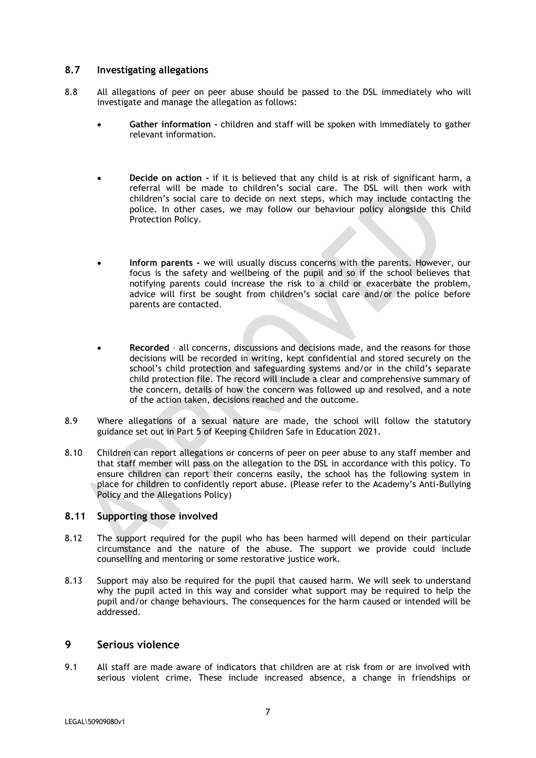### 8.7 Investigating allegations

8.8 All allegations of peer on peer abuse should be passed to the DSL immediately who will investigate and manage the allegation as follows:

- **Gather information -** children and staff will be spoken with immediately to gather relevant information.

- **Decide on action -** if it is believed that any child is at risk of significant harm, a referral will be made to children's social care. The DSL will then work with children's social care to decide on next steps, which may include contacting the police. In other cases, we may follow our behaviour policy alongside this Child Protection Policy.

- **Inform parents -** we will usually discuss concerns with the parents. However, our focus is the safety and wellbeing of the pupil and so if the school believes that notifying parents could increase the risk to a child or exacerbate the problem, advice will first be sought from children's social care and/or the police before parents are contacted.

- **Recorded** – all concerns, discussions and decisions made, and the reasons for those decisions will be recorded in writing, kept confidential and stored securely on the school's child protection and safeguarding systems and/or in the child's separate child protection file. The record will include a clear and comprehensive summary of the concern, details of how the concern was followed up and resolved, and a note of the action taken, decisions reached and the outcome.

8.9 Where allegations of a sexual nature are made, the school will follow the statutory guidance set out in Part 5 of Keeping Children Safe in Education 2021.

8.10 Children can report allegations or concerns of peer on peer abuse to any staff member and that staff member will pass on the allegation to the DSL in accordance with this policy. To ensure children can report their concerns easily, the school has the following system in place for children to confidently report abuse. (Please refer to the Academy's Anti-Bullying Policy and the Allegations Policy)

### 8.11 Supporting those involved

8.12 The support required for the pupil who has been harmed will depend on their particular circumstance and the nature of the abuse. The support we provide could include counselling and mentoring or some restorative justice work.

8.13 Support may also be required for the pupil that caused harm. We will seek to understand why the pupil acted in this way and consider what support may be required to help the pupil and/or change behaviours. The consequences for the harm caused or intended will be addressed.

## 9 Serious violence

9.1 All staff are made aware of indicators that children are at risk from or are involved with serious violent crime. These include increased absence, a change in friendships or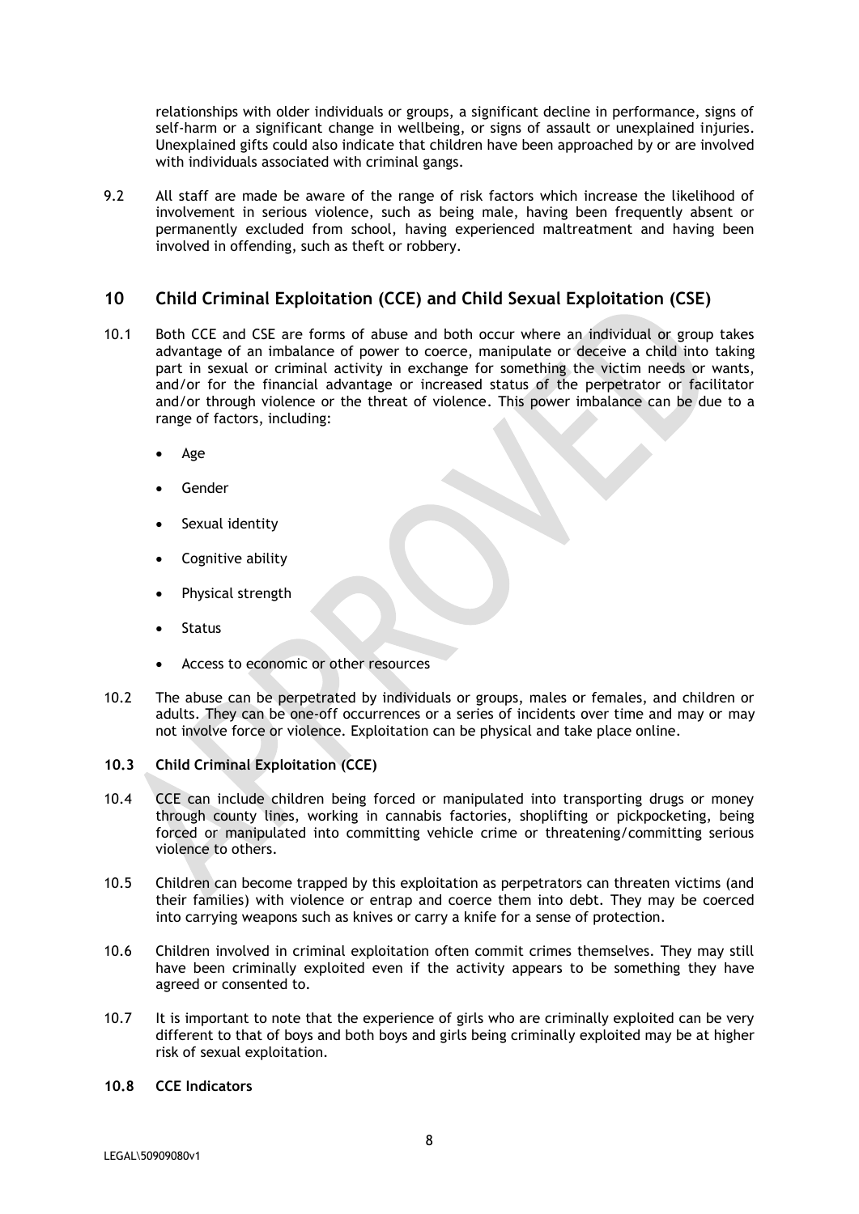relationships with older individuals or groups, a significant decline in performance, signs of self-harm or a significant change in wellbeing, or signs of assault or unexplained injuries. Unexplained gifts could also indicate that children have been approached by or are involved with individuals associated with criminal gangs.

9.2 All staff are made be aware of the range of risk factors which increase the likelihood of involvement in serious violence, such as being male, having been frequently absent or permanently excluded from school, having experienced maltreatment and having been involved in offending, such as theft or robbery.

## 10 Child Criminal Exploitation (CCE) and Child Sexual Exploitation (CSE)

10.1 Both CCE and CSE are forms of abuse and both occur where an individual or group takes advantage of an imbalance of power to coerce, manipulate or deceive a child into taking part in sexual or criminal activity in exchange for something the victim needs or wants, and/or for the financial advantage or increased status of the perpetrator or facilitator and/or through violence or the threat of violence. This power imbalance can be due to a range of factors, including:

- Age
- Gender
- Sexual identity
- Cognitive ability
- Physical strength
- Status
- Access to economic or other resources

10.2 The abuse can be perpetrated by individuals or groups, males or females, and children or adults. They can be one-off occurrences or a series of incidents over time and may or may not involve force or violence. Exploitation can be physical and take place online.

**10.3 Child Criminal Exploitation (CCE)**

10.4 CCE can include children being forced or manipulated into transporting drugs or money through county lines, working in cannabis factories, shoplifting or pickpocketing, being forced or manipulated into committing vehicle crime or threatening/committing serious violence to others.

10.5 Children can become trapped by this exploitation as perpetrators can threaten victims (and their families) with violence or entrap and coerce them into debt. They may be coerced into carrying weapons such as knives or carry a knife for a sense of protection.

10.6 Children involved in criminal exploitation often commit crimes themselves. They may still have been criminally exploited even if the activity appears to be something they have agreed or consented to.

10.7 It is important to note that the experience of girls who are criminally exploited can be very different to that of boys and both boys and girls being criminally exploited may be at higher risk of sexual exploitation.

**10.8 CCE Indicators**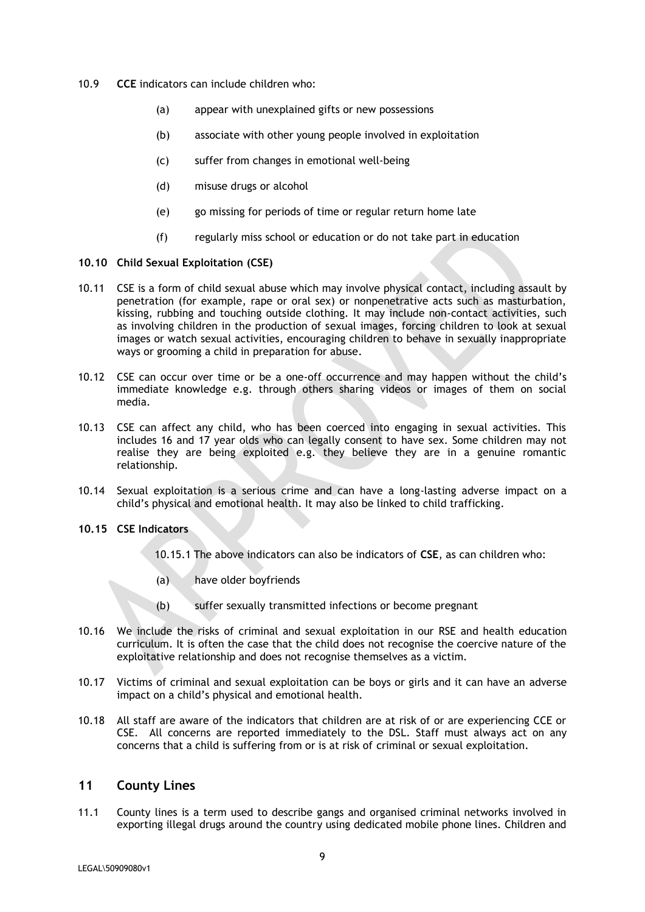10.9 **CCE** indicators can include children who:

(a) appear with unexplained gifts or new possessions

(b) associate with other young people involved in exploitation

(c) suffer from changes in emotional well-being

(d) misuse drugs or alcohol

(e) go missing for periods of time or regular return home late

(f) regularly miss school or education or do not take part in education

**10.10 Child Sexual Exploitation (CSE)**

10.11 CSE is a form of child sexual abuse which may involve physical contact, including assault by penetration (for example, rape or oral sex) or nonpenetrative acts such as masturbation, kissing, rubbing and touching outside clothing. It may include non-contact activities, such as involving children in the production of sexual images, forcing children to look at sexual images or watch sexual activities, encouraging children to behave in sexually inappropriate ways or grooming a child in preparation for abuse.

10.12 CSE can occur over time or be a one-off occurrence and may happen without the child's immediate knowledge e.g. through others sharing videos or images of them on social media.

10.13 CSE can affect any child, who has been coerced into engaging in sexual activities. This includes 16 and 17 year olds who can legally consent to have sex. Some children may not realise they are being exploited e.g. they believe they are in a genuine romantic relationship.

10.14 Sexual exploitation is a serious crime and can have a long-lasting adverse impact on a child's physical and emotional health. It may also be linked to child trafficking.

**10.15 CSE Indicators**

10.15.1 The above indicators can also be indicators of **CSE**, as can children who:

(a) have older boyfriends

(b) suffer sexually transmitted infections or become pregnant

10.16 We include the risks of criminal and sexual exploitation in our RSE and health education curriculum. It is often the case that the child does not recognise the coercive nature of the exploitative relationship and does not recognise themselves as a victim.

10.17 Victims of criminal and sexual exploitation can be boys or girls and it can have an adverse impact on a child's physical and emotional health.

10.18 All staff are aware of the indicators that children are at risk of or are experiencing CCE or CSE. All concerns are reported immediately to the DSL. Staff must always act on any concerns that a child is suffering from or is at risk of criminal or sexual exploitation.

## 11 County Lines

11.1 County lines is a term used to describe gangs and organised criminal networks involved in exporting illegal drugs around the country using dedicated mobile phone lines. Children and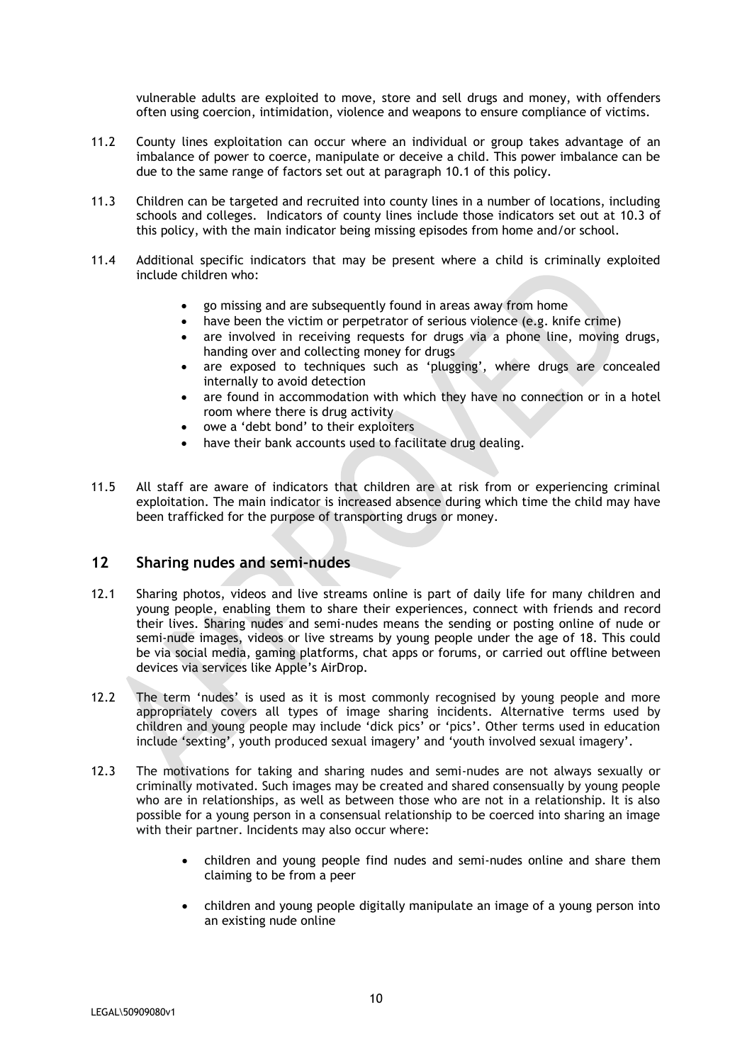vulnerable adults are exploited to move, store and sell drugs and money, with offenders often using coercion, intimidation, violence and weapons to ensure compliance of victims.

11.2 County lines exploitation can occur where an individual or group takes advantage of an imbalance of power to coerce, manipulate or deceive a child. This power imbalance can be due to the same range of factors set out at paragraph 10.1 of this policy.

11.3 Children can be targeted and recruited into county lines in a number of locations, including schools and colleges. Indicators of county lines include those indicators set out at 10.3 of this policy, with the main indicator being missing episodes from home and/or school.

11.4 Additional specific indicators that may be present where a child is criminally exploited include children who:

- go missing and are subsequently found in areas away from home
- have been the victim or perpetrator of serious violence (e.g. knife crime)
- are involved in receiving requests for drugs via a phone line, moving drugs, handing over and collecting money for drugs
- are exposed to techniques such as 'plugging', where drugs are concealed internally to avoid detection
- are found in accommodation with which they have no connection or in a hotel room where there is drug activity
- owe a 'debt bond' to their exploiters
- have their bank accounts used to facilitate drug dealing.

11.5 All staff are aware of indicators that children are at risk from or experiencing criminal exploitation. The main indicator is increased absence during which time the child may have been trafficked for the purpose of transporting drugs or money.

## 12 Sharing nudes and semi-nudes

12.1 Sharing photos, videos and live streams online is part of daily life for many children and young people, enabling them to share their experiences, connect with friends and record their lives. Sharing nudes and semi-nudes means the sending or posting online of nude or semi-nude images, videos or live streams by young people under the age of 18. This could be via social media, gaming platforms, chat apps or forums, or carried out offline between devices via services like Apple's AirDrop.

12.2 The term 'nudes' is used as it is most commonly recognised by young people and more appropriately covers all types of image sharing incidents. Alternative terms used by children and young people may include 'dick pics' or 'pics'. Other terms used in education include 'sexting', youth produced sexual imagery' and 'youth involved sexual imagery'.

12.3 The motivations for taking and sharing nudes and semi-nudes are not always sexually or criminally motivated. Such images may be created and shared consensually by young people who are in relationships, as well as between those who are not in a relationship. It is also possible for a young person in a consensual relationship to be coerced into sharing an image with their partner. Incidents may also occur where:

- children and young people find nudes and semi-nudes online and share them claiming to be from a peer
- children and young people digitally manipulate an image of a young person into an existing nude online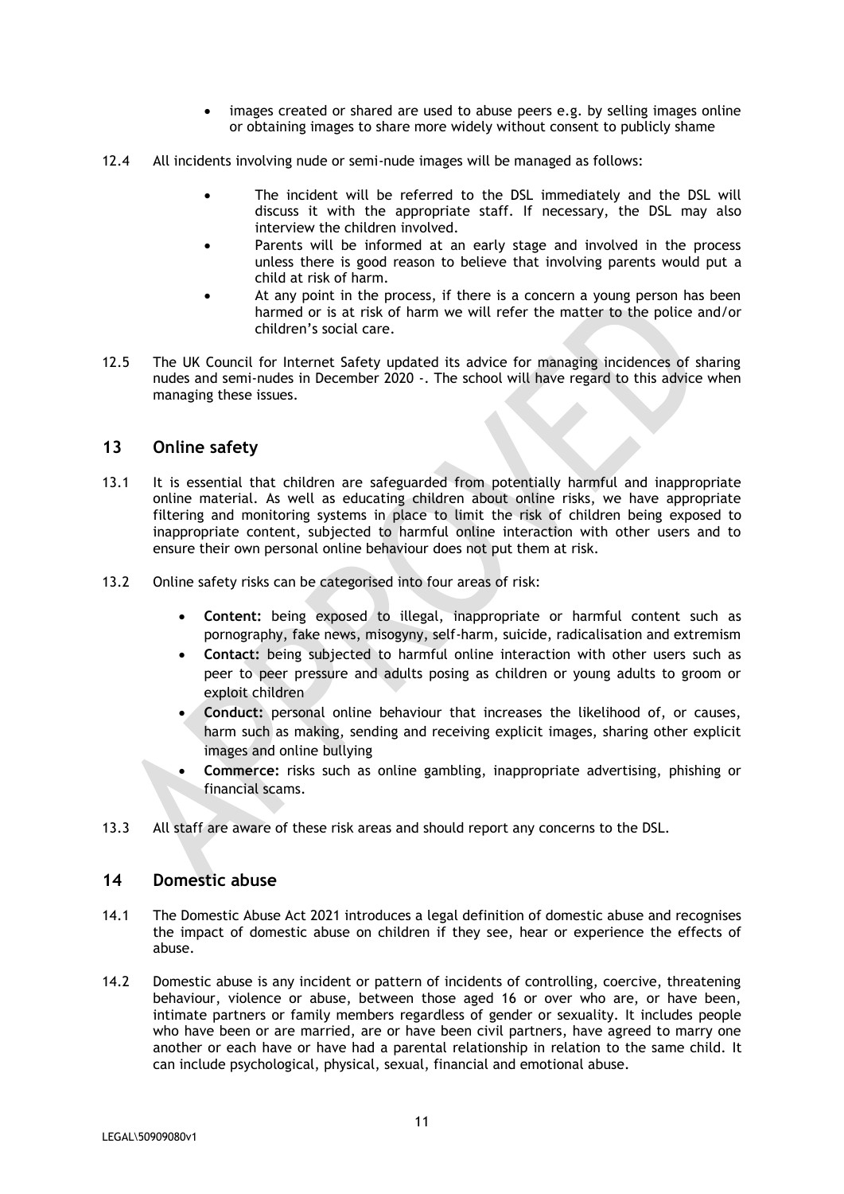- images created or shared are used to abuse peers e.g. by selling images online or obtaining images to share more widely without consent to publicly shame

12.4 All incidents involving nude or semi-nude images will be managed as follows:

- The incident will be referred to the DSL immediately and the DSL will discuss it with the appropriate staff. If necessary, the DSL may also interview the children involved.
- Parents will be informed at an early stage and involved in the process unless there is good reason to believe that involving parents would put a child at risk of harm.
- At any point in the process, if there is a concern a young person has been harmed or is at risk of harm we will refer the matter to the police and/or children's social care.

12.5 The UK Council for Internet Safety updated its advice for managing incidences of sharing nudes and semi-nudes in December 2020 -. The school will have regard to this advice when managing these issues.

## 13 Online safety

13.1 It is essential that children are safeguarded from potentially harmful and inappropriate online material. As well as educating children about online risks, we have appropriate filtering and monitoring systems in place to limit the risk of children being exposed to inappropriate content, subjected to harmful online interaction with other users and to ensure their own personal online behaviour does not put them at risk.

13.2 Online safety risks can be categorised into four areas of risk:

- **Content:** being exposed to illegal, inappropriate or harmful content such as pornography, fake news, misogyny, self-harm, suicide, radicalisation and extremism
- **Contact:** being subjected to harmful online interaction with other users such as peer to peer pressure and adults posing as children or young adults to groom or exploit children
- **Conduct:** personal online behaviour that increases the likelihood of, or causes, harm such as making, sending and receiving explicit images, sharing other explicit images and online bullying
- **Commerce:** risks such as online gambling, inappropriate advertising, phishing or financial scams.

13.3 All staff are aware of these risk areas and should report any concerns to the DSL.

## 14 Domestic abuse

14.1 The Domestic Abuse Act 2021 introduces a legal definition of domestic abuse and recognises the impact of domestic abuse on children if they see, hear or experience the effects of abuse.

14.2 Domestic abuse is any incident or pattern of incidents of controlling, coercive, threatening behaviour, violence or abuse, between those aged 16 or over who are, or have been, intimate partners or family members regardless of gender or sexuality. It includes people who have been or are married, are or have been civil partners, have agreed to marry one another or each have or have had a parental relationship in relation to the same child. It can include psychological, physical, sexual, financial and emotional abuse.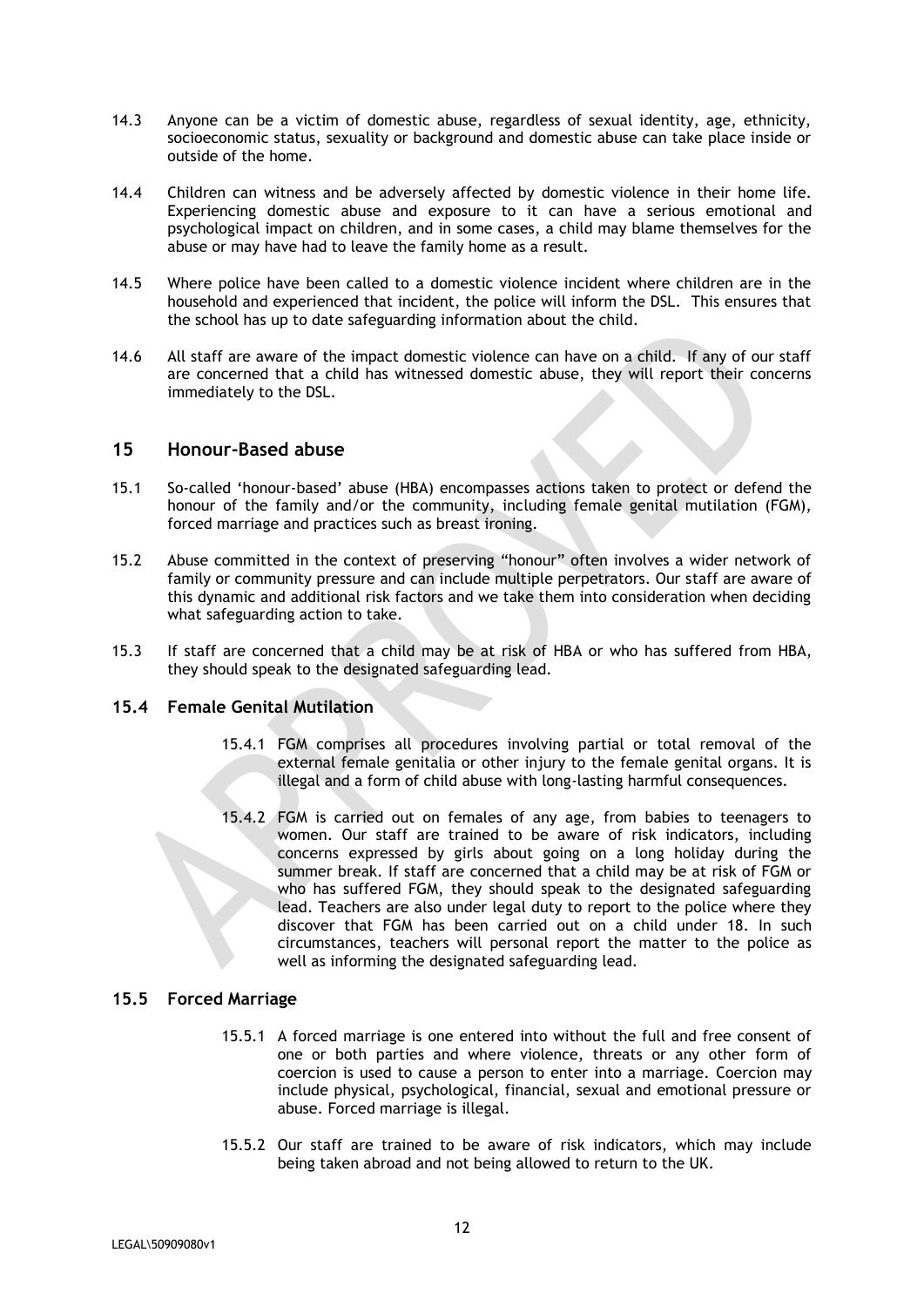14.3 Anyone can be a victim of domestic abuse, regardless of sexual identity, age, ethnicity, socioeconomic status, sexuality or background and domestic abuse can take place inside or outside of the home.

14.4 Children can witness and be adversely affected by domestic violence in their home life. Experiencing domestic abuse and exposure to it can have a serious emotional and psychological impact on children, and in some cases, a child may blame themselves for the abuse or may have had to leave the family home as a result.

14.5 Where police have been called to a domestic violence incident where children are in the household and experienced that incident, the police will inform the DSL. This ensures that the school has up to date safeguarding information about the child.

14.6 All staff are aware of the impact domestic violence can have on a child. If any of our staff are concerned that a child has witnessed domestic abuse, they will report their concerns immediately to the DSL.

## 15 Honour-Based abuse

15.1 So-called 'honour-based' abuse (HBA) encompasses actions taken to protect or defend the honour of the family and/or the community, including female genital mutilation (FGM), forced marriage and practices such as breast ironing.

15.2 Abuse committed in the context of preserving "honour" often involves a wider network of family or community pressure and can include multiple perpetrators. Our staff are aware of this dynamic and additional risk factors and we take them into consideration when deciding what safeguarding action to take.

15.3 If staff are concerned that a child may be at risk of HBA or who has suffered from HBA, they should speak to the designated safeguarding lead.

### 15.4 Female Genital Mutilation

15.4.1 FGM comprises all procedures involving partial or total removal of the external female genitalia or other injury to the female genital organs. It is illegal and a form of child abuse with long-lasting harmful consequences.

15.4.2 FGM is carried out on females of any age, from babies to teenagers to women. Our staff are trained to be aware of risk indicators, including concerns expressed by girls about going on a long holiday during the summer break. If staff are concerned that a child may be at risk of FGM or who has suffered FGM, they should speak to the designated safeguarding lead. Teachers are also under legal duty to report to the police where they discover that FGM has been carried out on a child under 18. In such circumstances, teachers will personal report the matter to the police as well as informing the designated safeguarding lead.

### 15.5 Forced Marriage

15.5.1 A forced marriage is one entered into without the full and free consent of one or both parties and where violence, threats or any other form of coercion is used to cause a person to enter into a marriage. Coercion may include physical, psychological, financial, sexual and emotional pressure or abuse. Forced marriage is illegal.

15.5.2 Our staff are trained to be aware of risk indicators, which may include being taken abroad and not being allowed to return to the UK.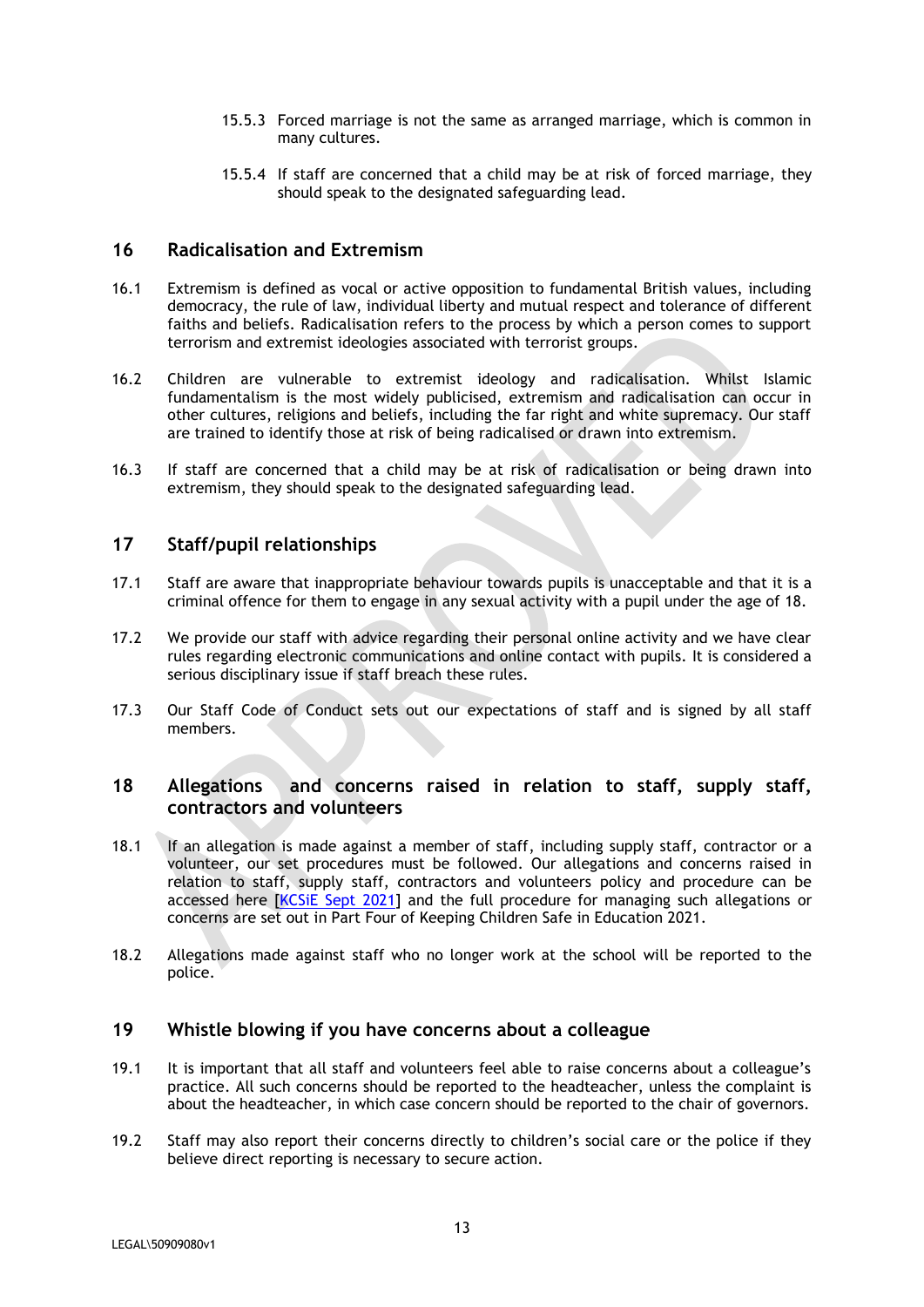15.5.3 Forced marriage is not the same as arranged marriage, which is common in many cultures.

15.5.4 If staff are concerned that a child may be at risk of forced marriage, they should speak to the designated safeguarding lead.

## 16 Radicalisation and Extremism

16.1 Extremism is defined as vocal or active opposition to fundamental British values, including democracy, the rule of law, individual liberty and mutual respect and tolerance of different faiths and beliefs. Radicalisation refers to the process by which a person comes to support terrorism and extremist ideologies associated with terrorist groups.

16.2 Children are vulnerable to extremist ideology and radicalisation. Whilst Islamic fundamentalism is the most widely publicised, extremism and radicalisation can occur in other cultures, religions and beliefs, including the far right and white supremacy. Our staff are trained to identify those at risk of being radicalised or drawn into extremism.

16.3 If staff are concerned that a child may be at risk of radicalisation or being drawn into extremism, they should speak to the designated safeguarding lead.

## 17 Staff/pupil relationships

17.1 Staff are aware that inappropriate behaviour towards pupils is unacceptable and that it is a criminal offence for them to engage in any sexual activity with a pupil under the age of 18.

17.2 We provide our staff with advice regarding their personal online activity and we have clear rules regarding electronic communications and online contact with pupils. It is considered a serious disciplinary issue if staff breach these rules.

17.3 Our Staff Code of Conduct sets out our expectations of staff and is signed by all staff members.

## 18 Allegations and concerns raised in relation to staff, supply staff, contractors and volunteers

18.1 If an allegation is made against a member of staff, including supply staff, contractor or a volunteer, our set procedures must be followed. Our allegations and concerns raised in relation to staff, supply staff, contractors and volunteers policy and procedure can be accessed here [KCSiE Sept 2021] and the full procedure for managing such allegations or concerns are set out in Part Four of Keeping Children Safe in Education 2021.

18.2 Allegations made against staff who no longer work at the school will be reported to the police.

## 19 Whistle blowing if you have concerns about a colleague

19.1 It is important that all staff and volunteers feel able to raise concerns about a colleague's practice. All such concerns should be reported to the headteacher, unless the complaint is about the headteacher, in which case concern should be reported to the chair of governors.

19.2 Staff may also report their concerns directly to children's social care or the police if they believe direct reporting is necessary to secure action.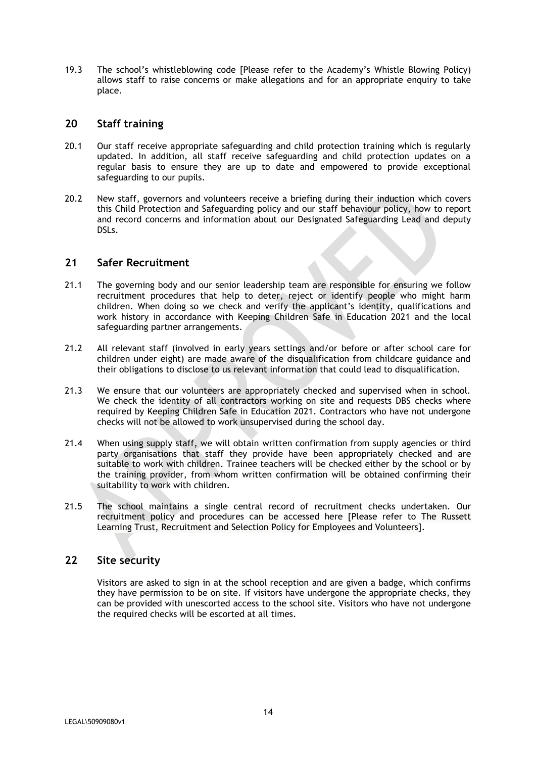19.3 The school's whistleblowing code [Please refer to the Academy's Whistle Blowing Policy) allows staff to raise concerns or make allegations and for an appropriate enquiry to take place.

## 20 Staff training

20.1 Our staff receive appropriate safeguarding and child protection training which is regularly updated. In addition, all staff receive safeguarding and child protection updates on a regular basis to ensure they are up to date and empowered to provide exceptional safeguarding to our pupils.

20.2 New staff, governors and volunteers receive a briefing during their induction which covers this Child Protection and Safeguarding policy and our staff behaviour policy, how to report and record concerns and information about our Designated Safeguarding Lead and deputy DSLs.

## 21 Safer Recruitment

21.1 The governing body and our senior leadership team are responsible for ensuring we follow recruitment procedures that help to deter, reject or identify people who might harm children. When doing so we check and verify the applicant's identity, qualifications and work history in accordance with Keeping Children Safe in Education 2021 and the local safeguarding partner arrangements.

21.2 All relevant staff (involved in early years settings and/or before or after school care for children under eight) are made aware of the disqualification from childcare guidance and their obligations to disclose to us relevant information that could lead to disqualification.

21.3 We ensure that our volunteers are appropriately checked and supervised when in school. We check the identity of all contractors working on site and requests DBS checks where required by Keeping Children Safe in Education 2021. Contractors who have not undergone checks will not be allowed to work unsupervised during the school day.

21.4 When using supply staff, we will obtain written confirmation from supply agencies or third party organisations that staff they provide have been appropriately checked and are suitable to work with children. Trainee teachers will be checked either by the school or by the training provider, from whom written confirmation will be obtained confirming their suitability to work with children.

21.5 The school maintains a single central record of recruitment checks undertaken. Our recruitment policy and procedures can be accessed here [Please refer to The Russett Learning Trust, Recruitment and Selection Policy for Employees and Volunteers].

## 22 Site security

Visitors are asked to sign in at the school reception and are given a badge, which confirms they have permission to be on site. If visitors have undergone the appropriate checks, they can be provided with unescorted access to the school site. Visitors who have not undergone the required checks will be escorted at all times.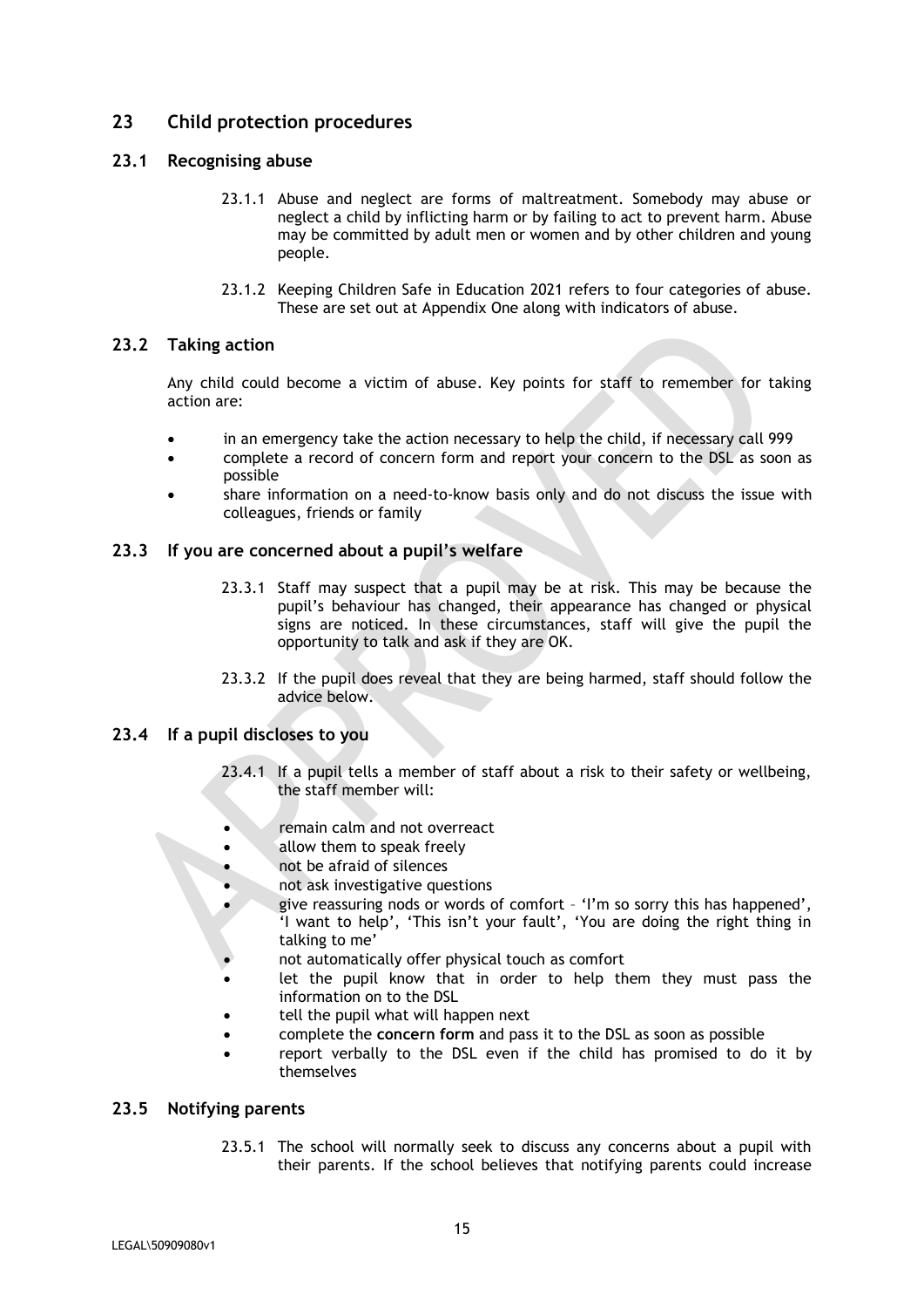## 23 Child protection procedures

### 23.1 Recognising abuse

23.1.1 Abuse and neglect are forms of maltreatment. Somebody may abuse or neglect a child by inflicting harm or by failing to act to prevent harm. Abuse may be committed by adult men or women and by other children and young people.

23.1.2 Keeping Children Safe in Education 2021 refers to four categories of abuse. These are set out at Appendix One along with indicators of abuse.

### 23.2 Taking action

Any child could become a victim of abuse. Key points for staff to remember for taking action are:

- in an emergency take the action necessary to help the child, if necessary call 999
- complete a record of concern form and report your concern to the DSL as soon as possible
- share information on a need-to-know basis only and do not discuss the issue with colleagues, friends or family

### 23.3 If you are concerned about a pupil's welfare

23.3.1 Staff may suspect that a pupil may be at risk. This may be because the pupil's behaviour has changed, their appearance has changed or physical signs are noticed. In these circumstances, staff will give the pupil the opportunity to talk and ask if they are OK.

23.3.2 If the pupil does reveal that they are being harmed, staff should follow the advice below.

### 23.4 If a pupil discloses to you

23.4.1 If a pupil tells a member of staff about a risk to their safety or wellbeing, the staff member will:

- remain calm and not overreact
- allow them to speak freely
- not be afraid of silences
- not ask investigative questions
- give reassuring nods or words of comfort – 'I'm so sorry this has happened', 'I want to help', 'This isn't your fault', 'You are doing the right thing in talking to me'
- not automatically offer physical touch as comfort
- let the pupil know that in order to help them they must pass the information on to the DSL
- tell the pupil what will happen next
- complete the **concern form** and pass it to the DSL as soon as possible
- report verbally to the DSL even if the child has promised to do it by themselves

### 23.5 Notifying parents

23.5.1 The school will normally seek to discuss any concerns about a pupil with their parents. If the school believes that notifying parents could increase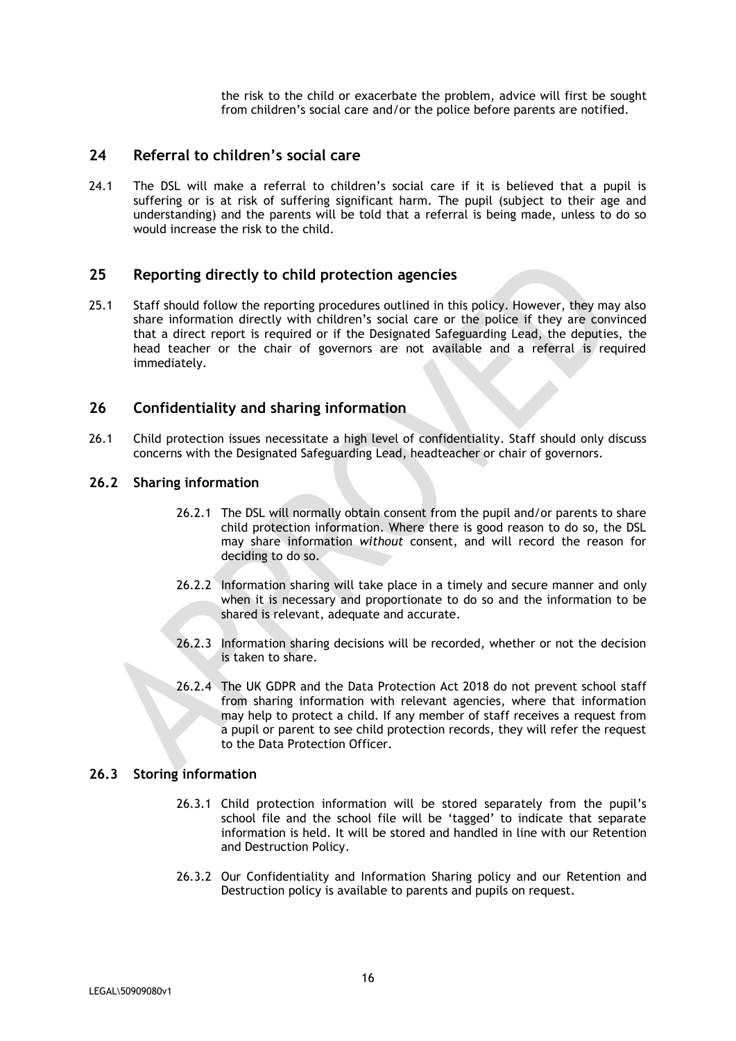the risk to the child or exacerbate the problem, advice will first be sought from children's social care and/or the police before parents are notified.

## 24 Referral to children's social care

24.1 The DSL will make a referral to children's social care if it is believed that a pupil is suffering or is at risk of suffering significant harm. The pupil (subject to their age and understanding) and the parents will be told that a referral is being made, unless to do so would increase the risk to the child.

## 25 Reporting directly to child protection agencies

25.1 Staff should follow the reporting procedures outlined in this policy. However, they may also share information directly with children's social care or the police if they are convinced that a direct report is required or if the Designated Safeguarding Lead, the deputies, the head teacher or the chair of governors are not available and a referral is required immediately.

## 26 Confidentiality and sharing information

26.1 Child protection issues necessitate a high level of confidentiality. Staff should only discuss concerns with the Designated Safeguarding Lead, headteacher or chair of governors.

### 26.2 Sharing information

26.2.1 The DSL will normally obtain consent from the pupil and/or parents to share child protection information. Where there is good reason to do so, the DSL may share information *without* consent, and will record the reason for deciding to do so.

26.2.2 Information sharing will take place in a timely and secure manner and only when it is necessary and proportionate to do so and the information to be shared is relevant, adequate and accurate.

26.2.3 Information sharing decisions will be recorded, whether or not the decision is taken to share.

26.2.4 The UK GDPR and the Data Protection Act 2018 do not prevent school staff from sharing information with relevant agencies, where that information may help to protect a child. If any member of staff receives a request from a pupil or parent to see child protection records, they will refer the request to the Data Protection Officer.

### 26.3 Storing information

26.3.1 Child protection information will be stored separately from the pupil's school file and the school file will be 'tagged' to indicate that separate information is held. It will be stored and handled in line with our Retention and Destruction Policy.

26.3.2 Our Confidentiality and Information Sharing policy and our Retention and Destruction policy is available to parents and pupils on request.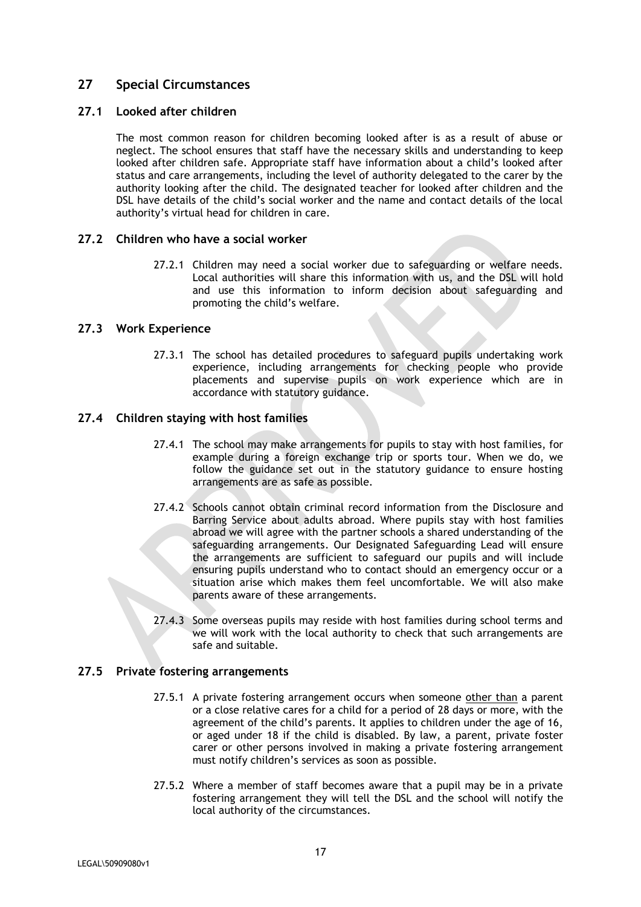## 27 Special Circumstances

### 27.1 Looked after children

The most common reason for children becoming looked after is as a result of abuse or neglect. The school ensures that staff have the necessary skills and understanding to keep looked after children safe. Appropriate staff have information about a child's looked after status and care arrangements, including the level of authority delegated to the carer by the authority looking after the child. The designated teacher for looked after children and the DSL have details of the child's social worker and the name and contact details of the local authority's virtual head for children in care.

### 27.2 Children who have a social worker

27.2.1 Children may need a social worker due to safeguarding or welfare needs. Local authorities will share this information with us, and the DSL will hold and use this information to inform decision about safeguarding and promoting the child's welfare.

### 27.3 Work Experience

27.3.1 The school has detailed procedures to safeguard pupils undertaking work experience, including arrangements for checking people who provide placements and supervise pupils on work experience which are in accordance with statutory guidance.

### 27.4 Children staying with host families

27.4.1 The school may make arrangements for pupils to stay with host families, for example during a foreign exchange trip or sports tour. When we do, we follow the guidance set out in the statutory guidance to ensure hosting arrangements are as safe as possible.

27.4.2 Schools cannot obtain criminal record information from the Disclosure and Barring Service about adults abroad. Where pupils stay with host families abroad we will agree with the partner schools a shared understanding of the safeguarding arrangements. Our Designated Safeguarding Lead will ensure the arrangements are sufficient to safeguard our pupils and will include ensuring pupils understand who to contact should an emergency occur or a situation arise which makes them feel uncomfortable. We will also make parents aware of these arrangements.

27.4.3 Some overseas pupils may reside with host families during school terms and we will work with the local authority to check that such arrangements are safe and suitable.

### 27.5 Private fostering arrangements

27.5.1 A private fostering arrangement occurs when someone other than a parent or a close relative cares for a child for a period of 28 days or more, with the agreement of the child's parents. It applies to children under the age of 16, or aged under 18 if the child is disabled. By law, a parent, private foster carer or other persons involved in making a private fostering arrangement must notify children's services as soon as possible.

27.5.2 Where a member of staff becomes aware that a pupil may be in a private fostering arrangement they will tell the DSL and the school will notify the local authority of the circumstances.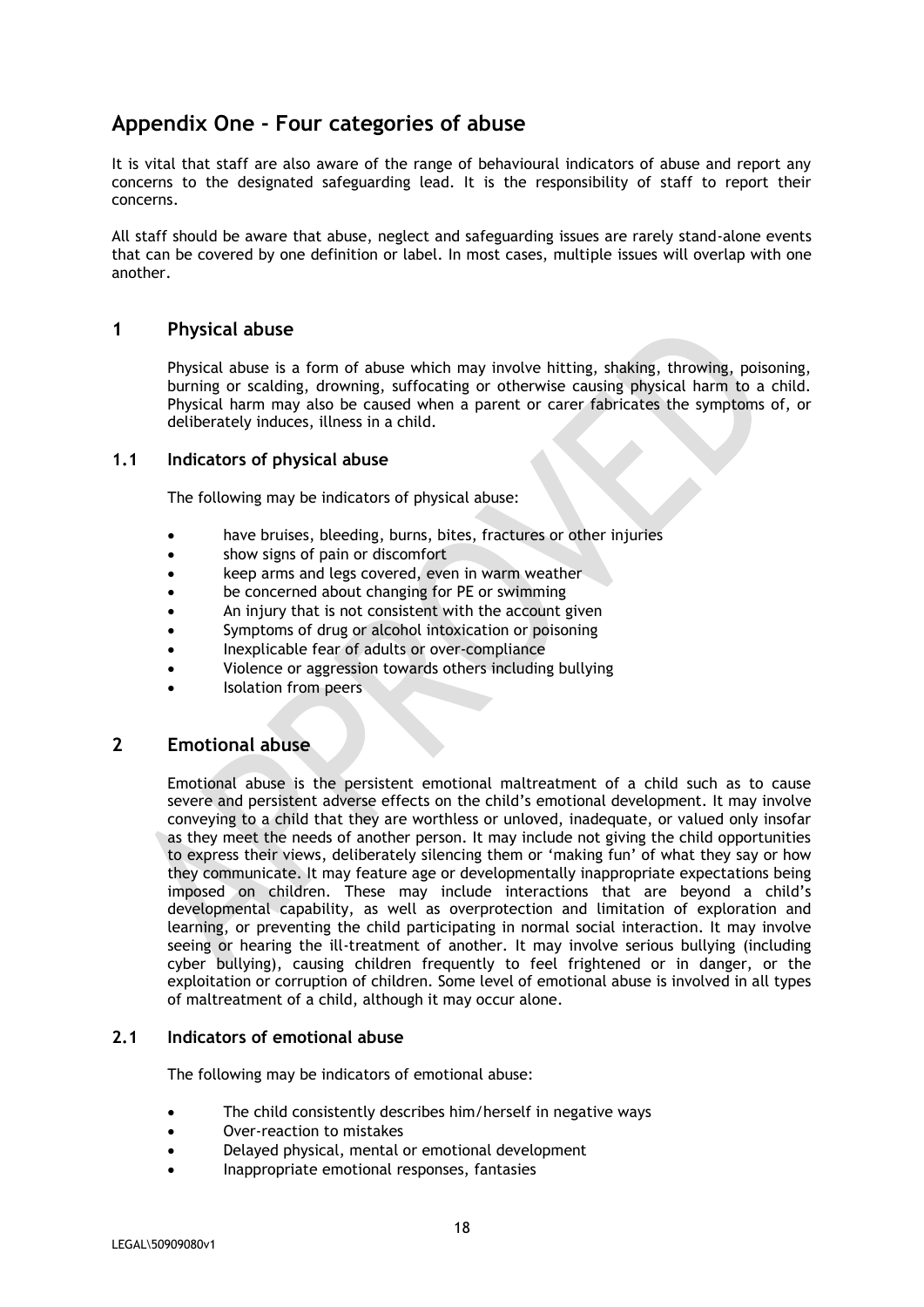# Appendix One - Four categories of abuse

It is vital that staff are also aware of the range of behavioural indicators of abuse and report any concerns to the designated safeguarding lead. It is the responsibility of staff to report their concerns.

All staff should be aware that abuse, neglect and safeguarding issues are rarely stand-alone events that can be covered by one definition or label. In most cases, multiple issues will overlap with one another.

## 1 Physical abuse

Physical abuse is a form of abuse which may involve hitting, shaking, throwing, poisoning, burning or scalding, drowning, suffocating or otherwise causing physical harm to a child. Physical harm may also be caused when a parent or carer fabricates the symptoms of, or deliberately induces, illness in a child.

### 1.1 Indicators of physical abuse

The following may be indicators of physical abuse:

- have bruises, bleeding, burns, bites, fractures or other injuries
- show signs of pain or discomfort
- keep arms and legs covered, even in warm weather
- be concerned about changing for PE or swimming
- An injury that is not consistent with the account given
- Symptoms of drug or alcohol intoxication or poisoning
- Inexplicable fear of adults or over-compliance
- Violence or aggression towards others including bullying
- Isolation from peers

## 2 Emotional abuse

Emotional abuse is the persistent emotional maltreatment of a child such as to cause severe and persistent adverse effects on the child's emotional development. It may involve conveying to a child that they are worthless or unloved, inadequate, or valued only insofar as they meet the needs of another person. It may include not giving the child opportunities to express their views, deliberately silencing them or 'making fun' of what they say or how they communicate. It may feature age or developmentally inappropriate expectations being imposed on children. These may include interactions that are beyond a child's developmental capability, as well as overprotection and limitation of exploration and learning, or preventing the child participating in normal social interaction. It may involve seeing or hearing the ill-treatment of another. It may involve serious bullying (including cyber bullying), causing children frequently to feel frightened or in danger, or the exploitation or corruption of children. Some level of emotional abuse is involved in all types of maltreatment of a child, although it may occur alone.

### 2.1 Indicators of emotional abuse

The following may be indicators of emotional abuse:

- The child consistently describes him/herself in negative ways
- Over-reaction to mistakes
- Delayed physical, mental or emotional development
- Inappropriate emotional responses, fantasies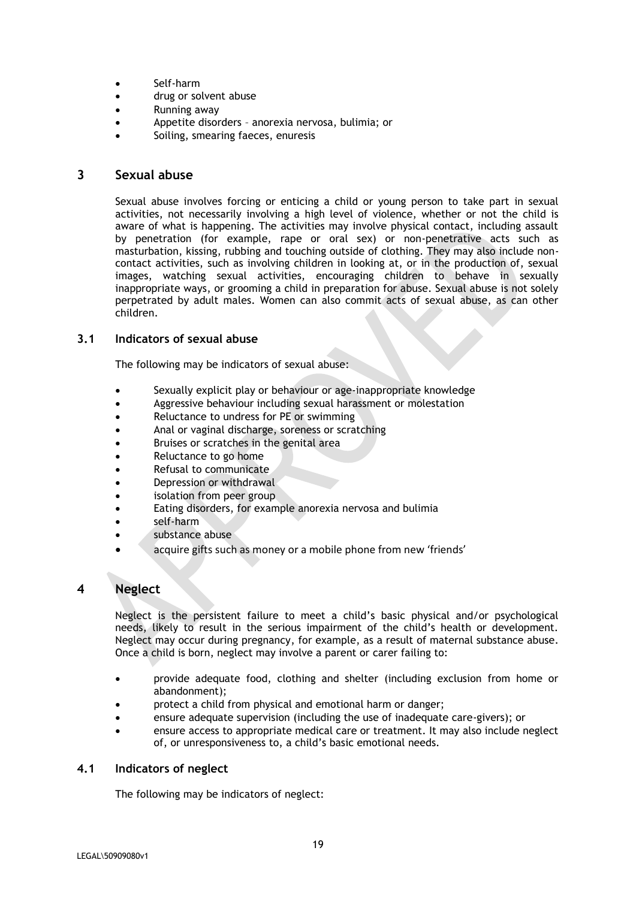- Self-harm
- drug or solvent abuse
- Running away
- Appetite disorders – anorexia nervosa, bulimia; or
- Soiling, smearing faeces, enuresis

## 3 Sexual abuse

Sexual abuse involves forcing or enticing a child or young person to take part in sexual activities, not necessarily involving a high level of violence, whether or not the child is aware of what is happening. The activities may involve physical contact, including assault by penetration (for example, rape or oral sex) or non-penetrative acts such as masturbation, kissing, rubbing and touching outside of clothing. They may also include non-contact activities, such as involving children in looking at, or in the production of, sexual images, watching sexual activities, encouraging children to behave in sexually inappropriate ways, or grooming a child in preparation for abuse. Sexual abuse is not solely perpetrated by adult males. Women can also commit acts of sexual abuse, as can other children.

### 3.1 Indicators of sexual abuse

The following may be indicators of sexual abuse:

- Sexually explicit play or behaviour or age-inappropriate knowledge
- Aggressive behaviour including sexual harassment or molestation
- Reluctance to undress for PE or swimming
- Anal or vaginal discharge, soreness or scratching
- Bruises or scratches in the genital area
- Reluctance to go home
- Refusal to communicate
- Depression or withdrawal
- isolation from peer group
- Eating disorders, for example anorexia nervosa and bulimia
- self-harm
- substance abuse
- acquire gifts such as money or a mobile phone from new 'friends'

## 4 Neglect

Neglect is the persistent failure to meet a child's basic physical and/or psychological needs, likely to result in the serious impairment of the child's health or development. Neglect may occur during pregnancy, for example, as a result of maternal substance abuse. Once a child is born, neglect may involve a parent or carer failing to:

- provide adequate food, clothing and shelter (including exclusion from home or abandonment);
- protect a child from physical and emotional harm or danger;
- ensure adequate supervision (including the use of inadequate care-givers); or
- ensure access to appropriate medical care or treatment. It may also include neglect of, or unresponsiveness to, a child's basic emotional needs.

### 4.1 Indicators of neglect

The following may be indicators of neglect: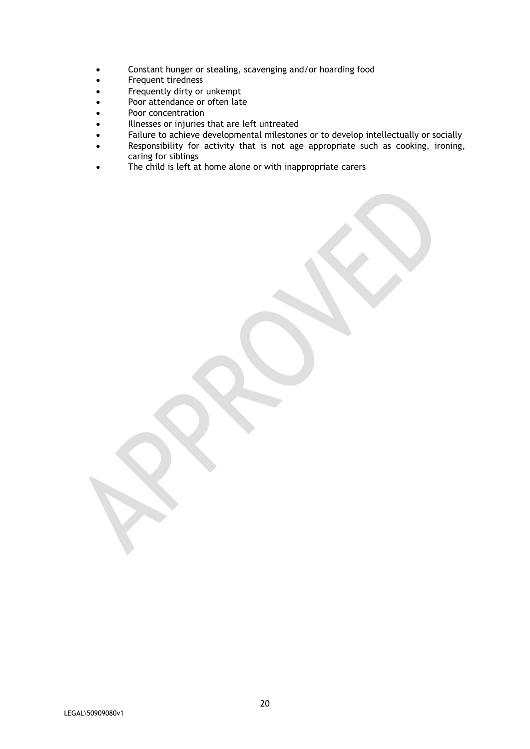- Constant hunger or stealing, scavenging and/or hoarding food
- Frequent tiredness
- Frequently dirty or unkempt
- Poor attendance or often late
- Poor concentration
- Illnesses or injuries that are left untreated
- Failure to achieve developmental milestones or to develop intellectually or socially
- Responsibility for activity that is not age appropriate such as cooking, ironing, caring for siblings
- The child is left at home alone or with inappropriate carers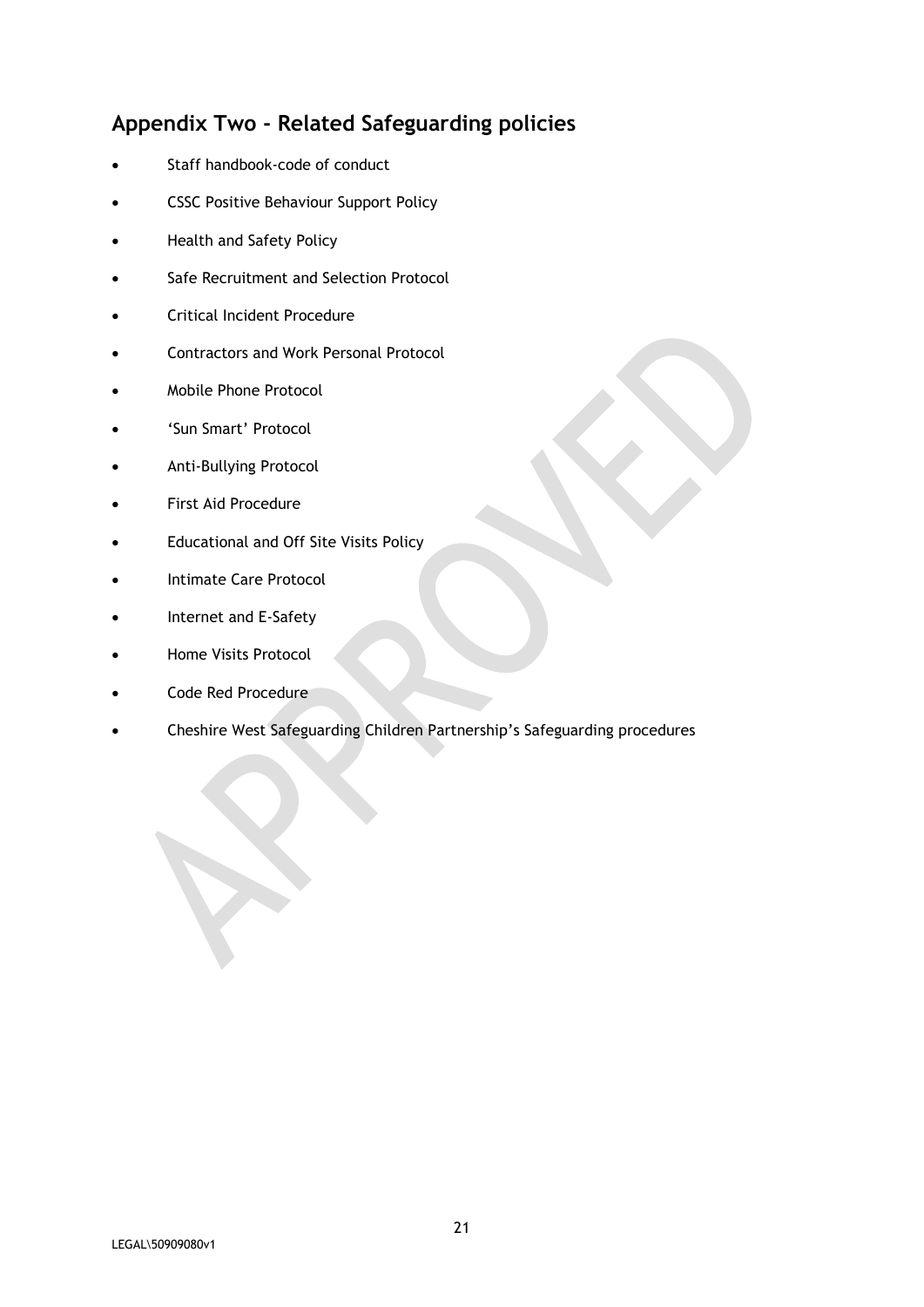## Appendix Two - Related Safeguarding policies

- Staff handbook-code of conduct
- CSSC Positive Behaviour Support Policy
- Health and Safety Policy
- Safe Recruitment and Selection Protocol
- Critical Incident Procedure
- Contractors and Work Personal Protocol
- Mobile Phone Protocol
- 'Sun Smart' Protocol
- Anti-Bullying Protocol
- First Aid Procedure
- Educational and Off Site Visits Policy
- Intimate Care Protocol
- Internet and E-Safety
- Home Visits Protocol
- Code Red Procedure
- Cheshire West Safeguarding Children Partnership's Safeguarding procedures